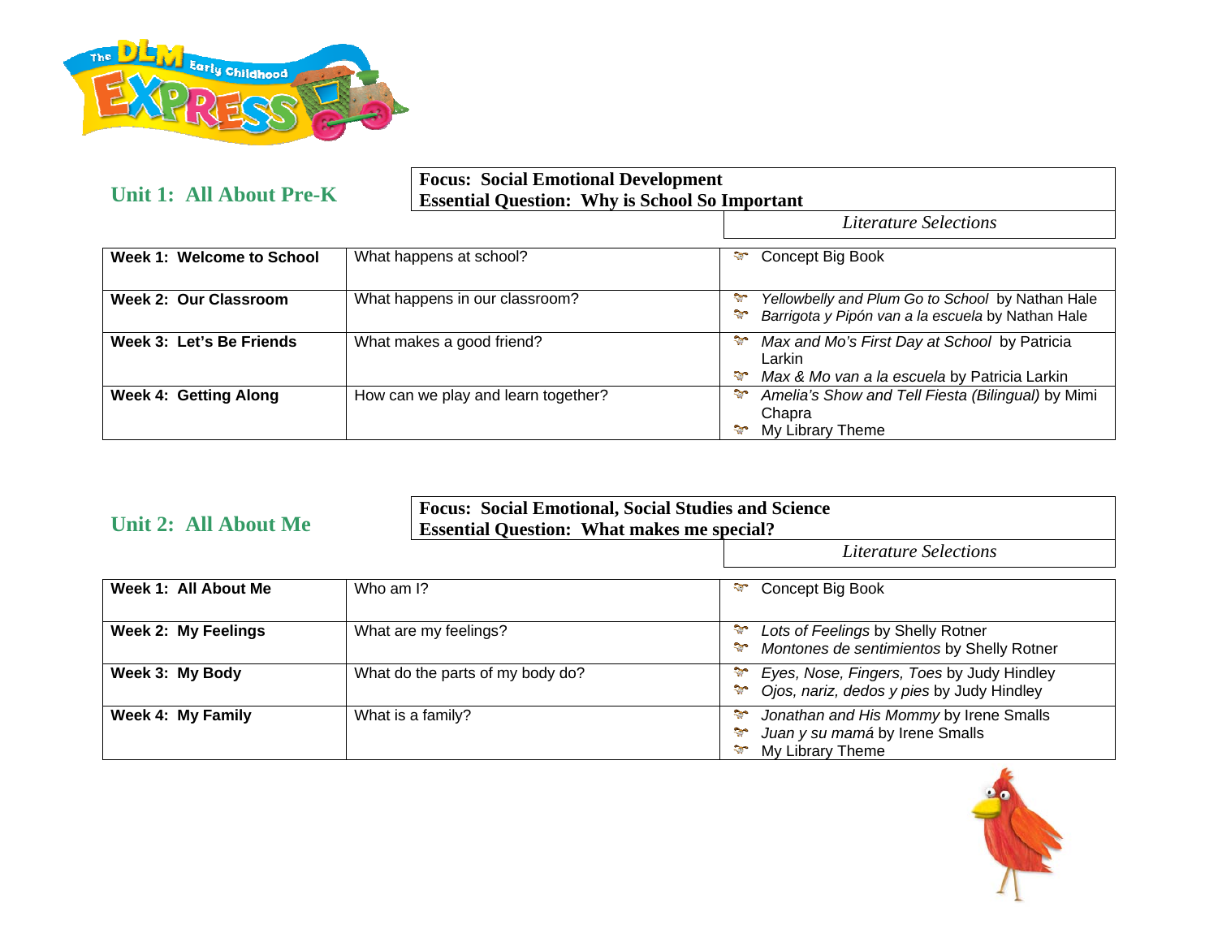## Unit 1: All About Pre-K

**Focus: Social Emotional Development**
**Essential Question: Why is School So Important**

| | | *Literature Selections* |
|---|---|---|
| **Week 1: Welcome to School** | What happens at school? | - Concept Big Book |
| **Week 2: Our Classroom** | What happens in our classroom? | - *Yellowbelly and Plum Go to School* by Nathan Hale<br>- *Barrigota y Pipón van a la escuela* by Nathan Hale |
| **Week 3: Let's Be Friends** | What makes a good friend? | - *Max and Mo's First Day at School* by Patricia Larkin<br>- *Max & Mo van a la escuela* by Patricia Larkin |
| **Week 4: Getting Along** | How can we play and learn together? | - *Amelia's Show and Tell Fiesta (Bilingual)* by Mimi Chapra<br>- My Library Theme |

## Unit 2: All About Me

**Focus: Social Emotional, Social Studies and Science**
**Essential Question: What makes me special?**

| | | *Literature Selections* |
|---|---|---|
| **Week 1: All About Me** | Who am I? | - Concept Big Book |
| **Week 2: My Feelings** | What are my feelings? | - *Lots of Feelings* by Shelly Rotner<br>- *Montones de sentimientos* by Shelly Rotner |
| **Week 3: My Body** | What do the parts of my body do? | - *Eyes, Nose, Fingers, Toes* by Judy Hindley<br>- *Ojos, nariz, dedos y pies* by Judy Hindley |
| **Week 4: My Family** | What is a family? | - *Jonathan and His Mommy* by Irene Smalls<br>- *Juan y su mamá* by Irene Smalls<br>- My Library Theme |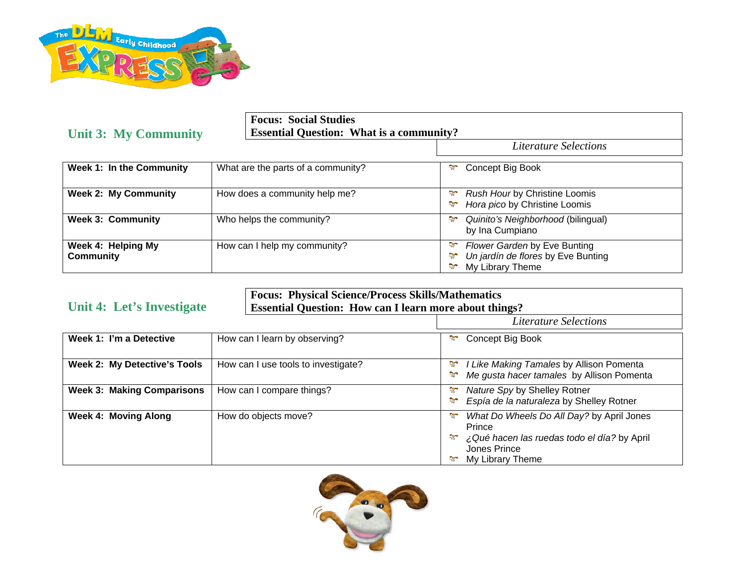## Unit 3: My Community

**Focus: Social Studies**
**Essential Question: What is a community?**

| | | *Literature Selections* |
|---|---|---|
| **Week 1: In the Community** | What are the parts of a community? | Concept Big Book |
| **Week 2: My Community** | How does a community help me? | *Rush Hour* by Christine Loomis<br>*Hora pico* by Christine Loomis |
| **Week 3: Community** | Who helps the community? | *Quinito's Neighborhood* (bilingual) by Ina Cumpiano |
| **Week 4: Helping My Community** | How can I help my community? | *Flower Garden* by Eve Bunting<br>*Un jardín de flores* by Eve Bunting<br>My Library Theme |

## Unit 4: Let's Investigate

**Focus: Physical Science/Process Skills/Mathematics**
**Essential Question: How can I learn more about things?**

| | | *Literature Selections* |
|---|---|---|
| **Week 1: I'm a Detective** | How can I learn by observing? | Concept Big Book |
| **Week 2: My Detective's Tools** | How can I use tools to investigate? | *I Like Making Tamales* by Allison Pomenta<br>*Me gusta hacer tamales* by Allison Pomenta |
| **Week 3: Making Comparisons** | How can I compare things? | *Nature Spy* by Shelley Rotner<br>*Espía de la naturaleza* by Shelley Rotner |
| **Week 4: Moving Along** | How do objects move? | *What Do Wheels Do All Day?* by April Jones Prince<br>*¿Qué hacen las ruedas todo el día?* by April Jones Prince<br>My Library Theme |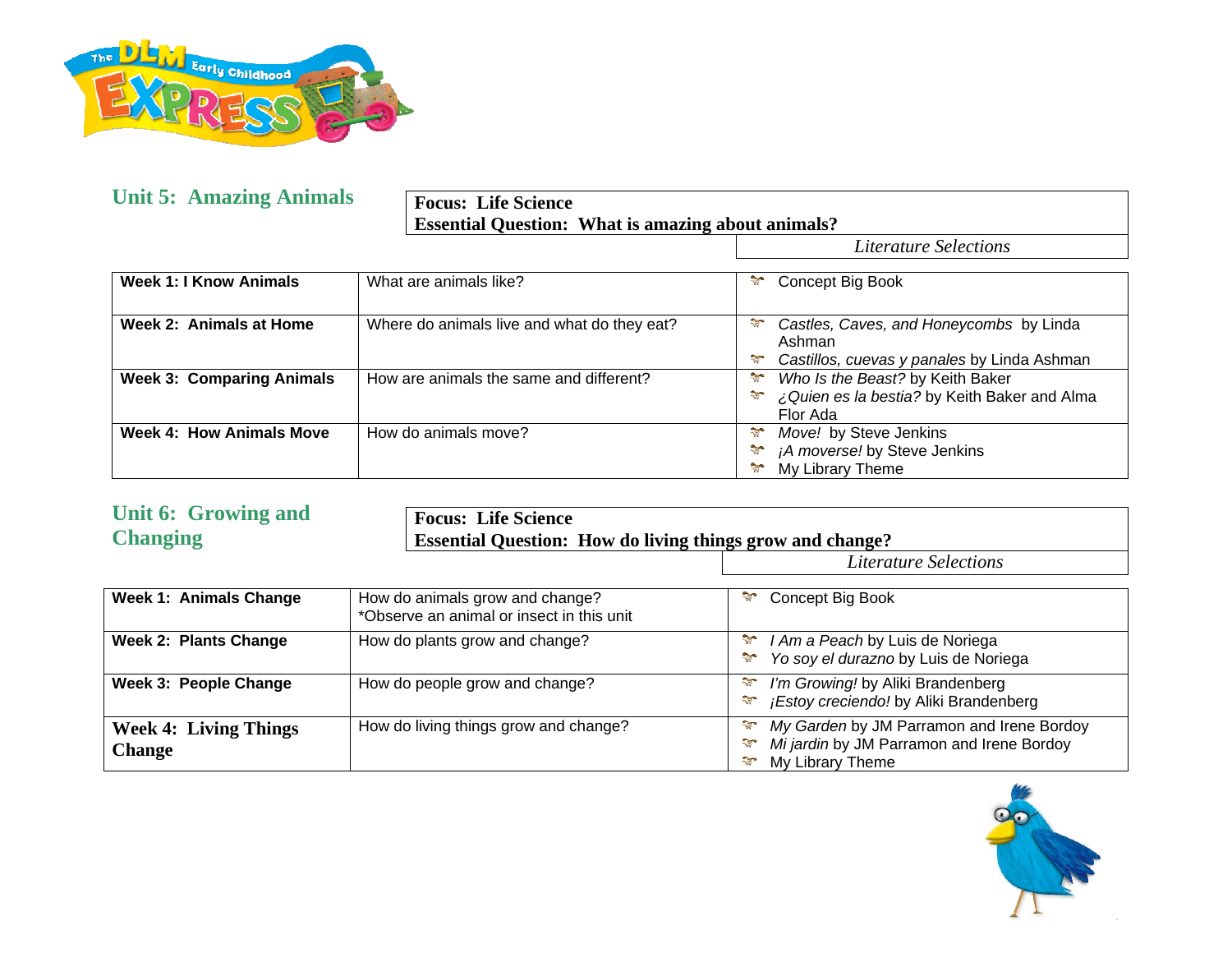## Unit 5: Amazing Animals

**Focus: Life Science**
**Essential Question: What is amazing about animals?**

| | | *Literature Selections* |
|---|---|---|
| **Week 1: I Know Animals** | What are animals like? | Concept Big Book |
| **Week 2: Animals at Home** | Where do animals live and what do they eat? | *Castles, Caves, and Honeycombs* by Linda Ashman<br>*Castillos, cuevas y panales* by Linda Ashman |
| **Week 3: Comparing Animals** | How are animals the same and different? | *Who Is the Beast?* by Keith Baker<br>*¿Quien es la bestia?* by Keith Baker and Alma Flor Ada |
| **Week 4: How Animals Move** | How do animals move? | *Move!* by Steve Jenkins<br>*¡A moverse!* by Steve Jenkins<br>My Library Theme |

## Unit 6: Growing and Changing

**Focus: Life Science**
**Essential Question: How do living things grow and change?**

| | | *Literature Selections* |
|---|---|---|
| **Week 1: Animals Change** | How do animals grow and change?<br>*Observe an animal or insect in this unit | Concept Big Book |
| **Week 2: Plants Change** | How do plants grow and change? | *I Am a Peach* by Luis de Noriega<br>*Yo soy el durazno* by Luis de Noriega |
| **Week 3: People Change** | How do people grow and change? | *I'm Growing!* by Aliki Brandenberg<br>*¡Estoy creciendo!* by Aliki Brandenberg |
| **Week 4: Living Things Change** | How do living things grow and change? | *My Garden* by JM Parramon and Irene Bordoy<br>*Mi jardin* by JM Parramon and Irene Bordoy<br>My Library Theme |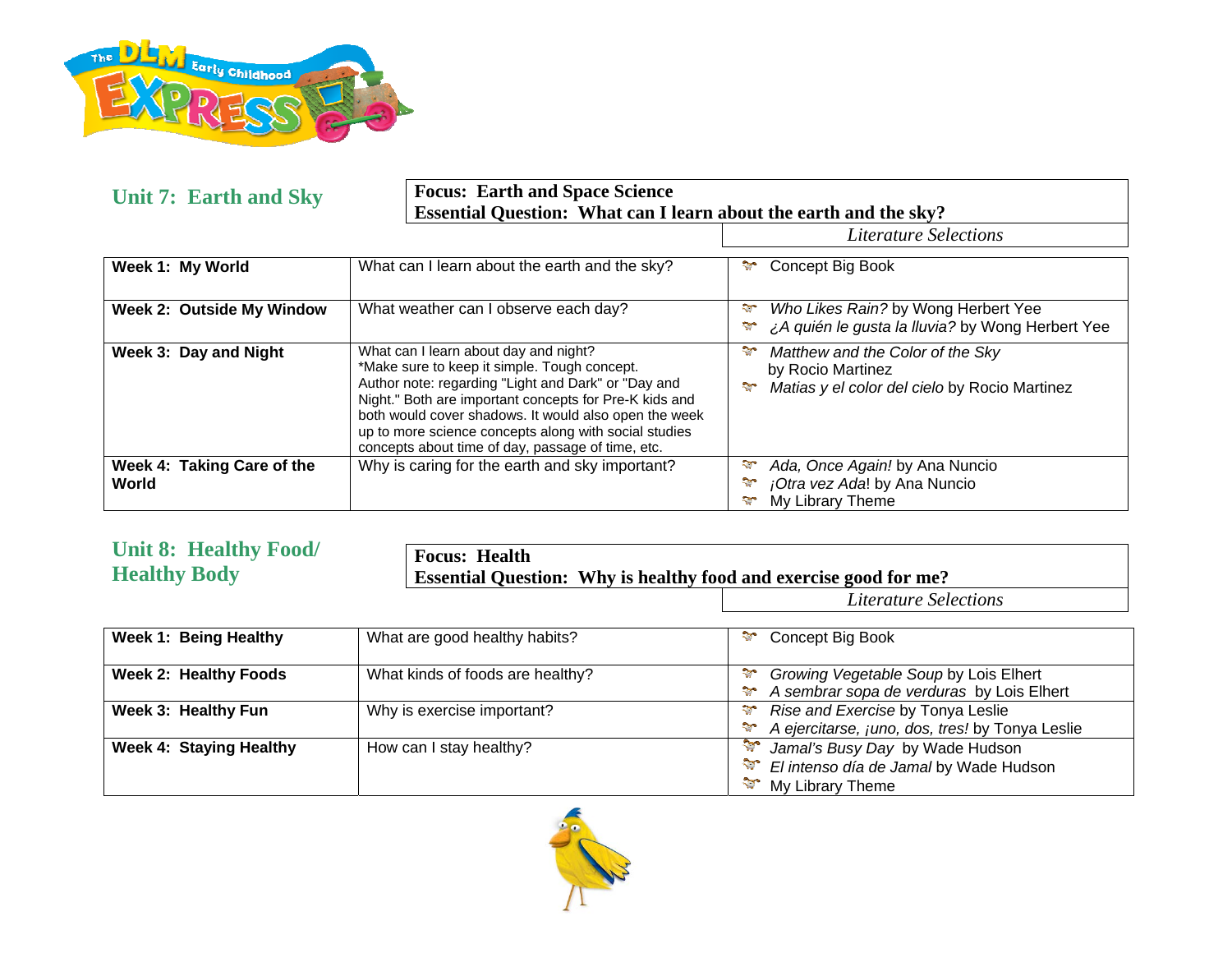## Unit 7: Earth and Sky

**Focus: Earth and Space Science**
**Essential Question: What can I learn about the earth and the sky?**

| | | *Literature Selections* |
|---|---|---|
| **Week 1: My World** | What can I learn about the earth and the sky? | Concept Big Book |
| **Week 2: Outside My Window** | What weather can I observe each day? | *Who Likes Rain?* by Wong Herbert Yee<br>*¿A quién le gusta la lluvia?* by Wong Herbert Yee |
| **Week 3: Day and Night** | What can I learn about day and night?<br>*Make sure to keep it simple. Tough concept.<br>Author note: regarding "Light and Dark" or "Day and Night." Both are important concepts for Pre-K kids and both would cover shadows. It would also open the week up to more science concepts along with social studies concepts about time of day, passage of time, etc. | *Matthew and the Color of the Sky* by Rocio Martinez<br>*Matias y el color del cielo* by Rocio Martinez |
| **Week 4: Taking Care of the World** | Why is caring for the earth and sky important? | *Ada, Once Again!* by Ana Nuncio<br>*¡Otra vez Ada*! by Ana Nuncio<br>My Library Theme |

## Unit 8: Healthy Food/ Healthy Body

**Focus: Health**
**Essential Question: Why is healthy food and exercise good for me?**

| | | *Literature Selections* |
|---|---|---|
| **Week 1: Being Healthy** | What are good healthy habits? | Concept Big Book |
| **Week 2: Healthy Foods** | What kinds of foods are healthy? | *Growing Vegetable Soup* by Lois Elhert<br>*A sembrar sopa de verduras* by Lois Elhert |
| **Week 3: Healthy Fun** | Why is exercise important? | *Rise and Exercise* by Tonya Leslie<br>*A ejercitarse, ¡uno, dos, tres!* by Tonya Leslie |
| **Week 4: Staying Healthy** | How can I stay healthy? | *Jamal's Busy Day* by Wade Hudson<br>*El intenso día de Jamal* by Wade Hudson<br>My Library Theme |